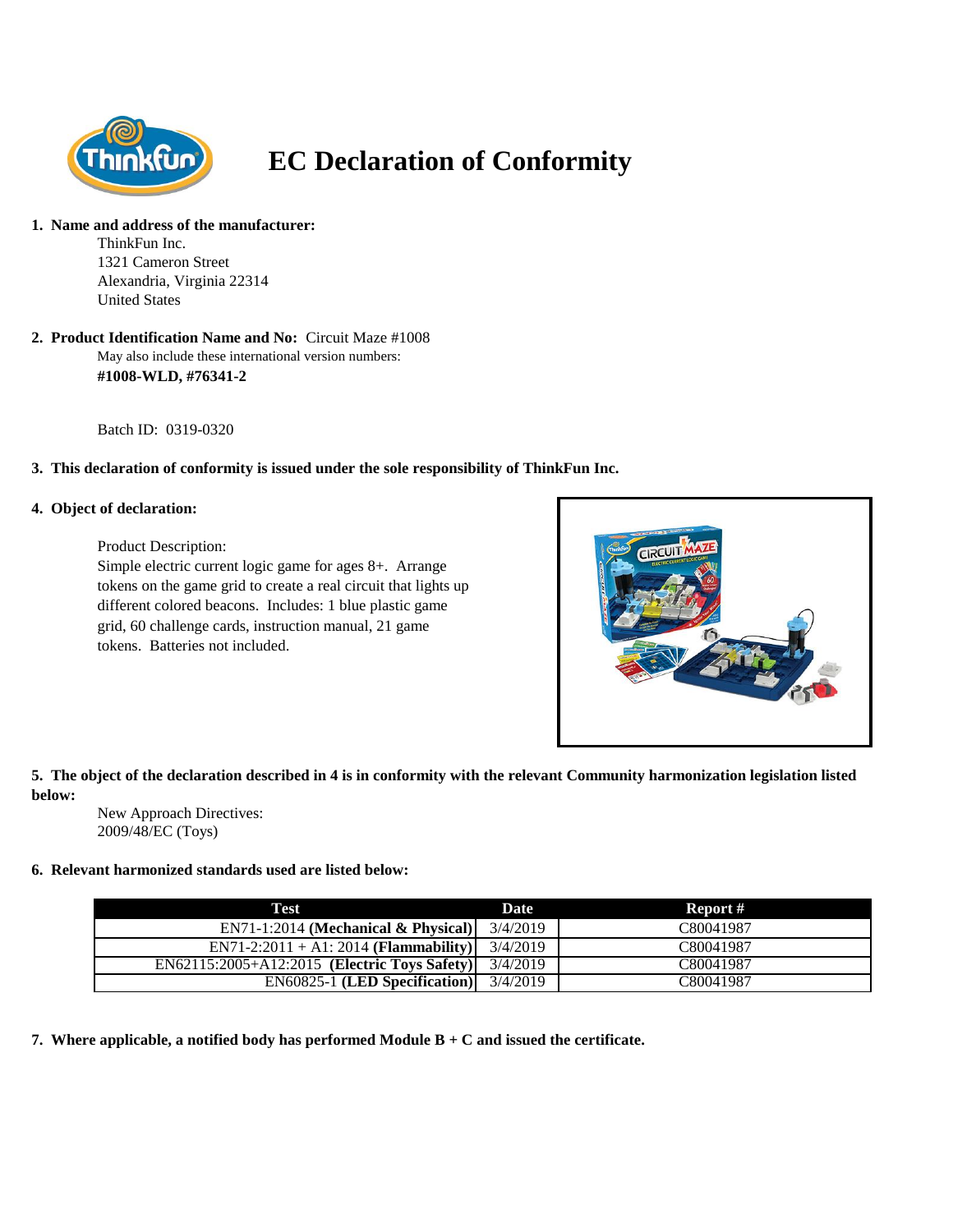# EC Declaration of Conformity

**1. Name and address of the manufacturer:**

ThinkFun Inc.
1321 Cameron Street
Alexandria, Virginia 22314
United States

**2. Product Identification Name and No:** Circuit Maze #1008

May also include these international version numbers:
**#1008-WLD, #76341-2**

Batch ID: 0319-0320

**3. This declaration of conformity is issued under the sole responsibility of ThinkFun Inc.**

**4. Object of declaration:**

Product Description:
Simple electric current logic game for ages 8+. Arrange tokens on the game grid to create a real circuit that lights up different colored beacons. Includes: 1 blue plastic game grid, 60 challenge cards, instruction manual, 21 game tokens. Batteries not included.

**5. The object of the declaration described in 4 is in conformity with the relevant Community harmonization legislation listed below:**

New Approach Directives:
2009/48/EC (Toys)

**6. Relevant harmonized standards used are listed below:**

| Test | Date | Report # |
|---|---|---|
| EN71-1:2014 **(Mechanical & Physical)** | 3/4/2019 | C80041987 |
| EN71-2:2011 + A1: 2014 **(Flammability)** | 3/4/2019 | C80041987 |
| EN62115:2005+A12:2015 **(Electric Toys Safety)** | 3/4/2019 | C80041987 |
| EN60825-1 **(LED Specification)** | 3/4/2019 | C80041987 |

**7. Where applicable, a notified body has performed Module B + C and issued the certificate.**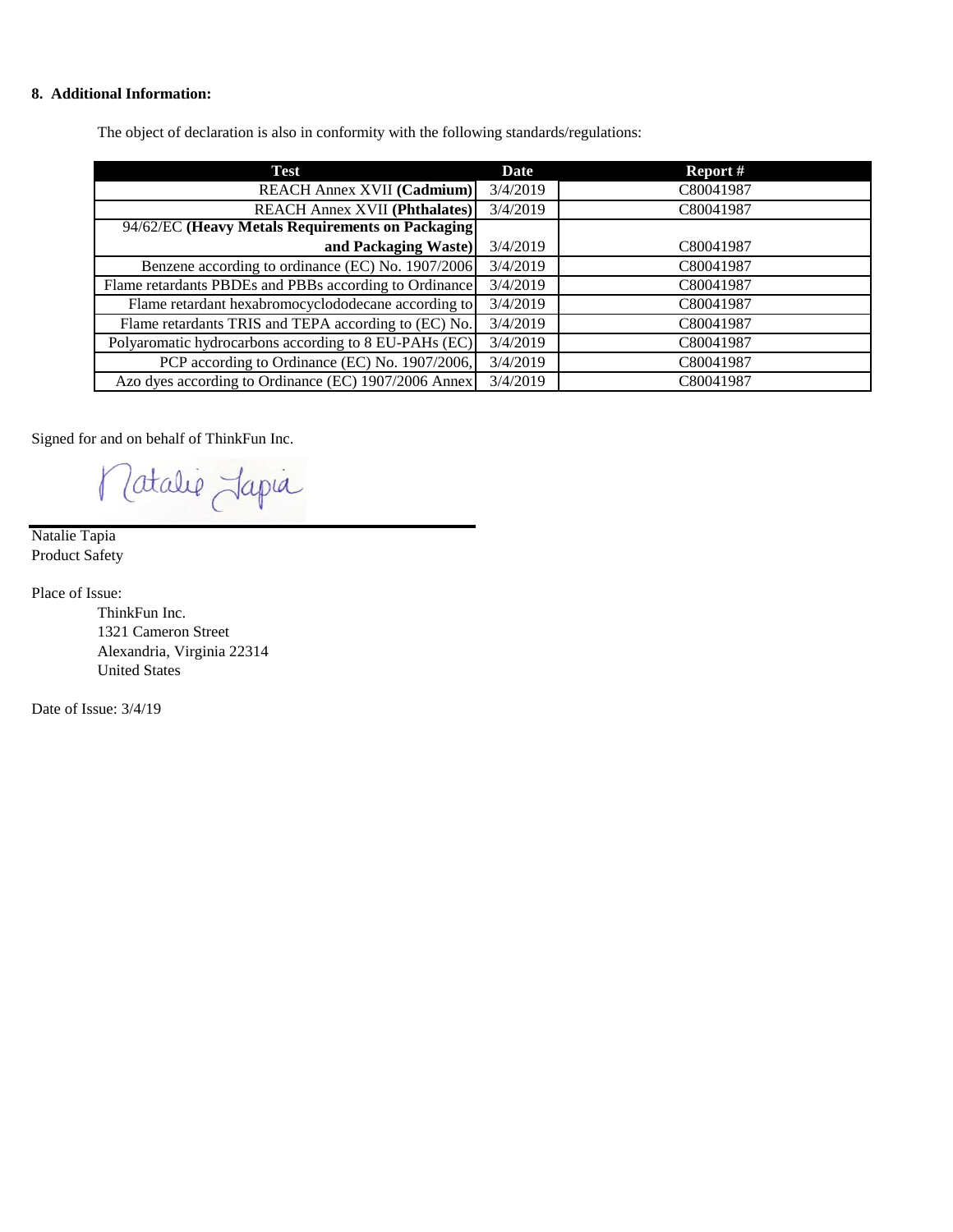**8. Additional Information:**

The object of declaration is also in conformity with the following standards/regulations:

| Test | Date | Report # |
|---|---|---|
| REACH Annex XVII **(Cadmium)** | 3/4/2019 | C80041987 |
| REACH Annex XVII **(Phthalates)** | 3/4/2019 | C80041987 |
| 94/62/EC **(Heavy Metals Requirements on Packaging and Packaging Waste)** | 3/4/2019 | C80041987 |
| Benzene according to ordinance (EC) No. 1907/2006 | 3/4/2019 | C80041987 |
| Flame retardants PBDEs and PBBs according to Ordinance | 3/4/2019 | C80041987 |
| Flame retardant hexabromocyclododecane according to | 3/4/2019 | C80041987 |
| Flame retardants TRIS and TEPA according to (EC) No. | 3/4/2019 | C80041987 |
| Polyaromatic hydrocarbons according to 8 EU-PAHs (EC) | 3/4/2019 | C80041987 |
| PCP according to Ordinance (EC) No. 1907/2006, | 3/4/2019 | C80041987 |
| Azo dyes according to Ordinance (EC) 1907/2006 Annex | 3/4/2019 | C80041987 |

Signed for and on behalf of ThinkFun Inc.

Natalie Tapia

Natalie Tapia
Product Safety

Place of Issue:

ThinkFun Inc.
1321 Cameron Street
Alexandria, Virginia 22314
United States

Date of Issue: 3/4/19